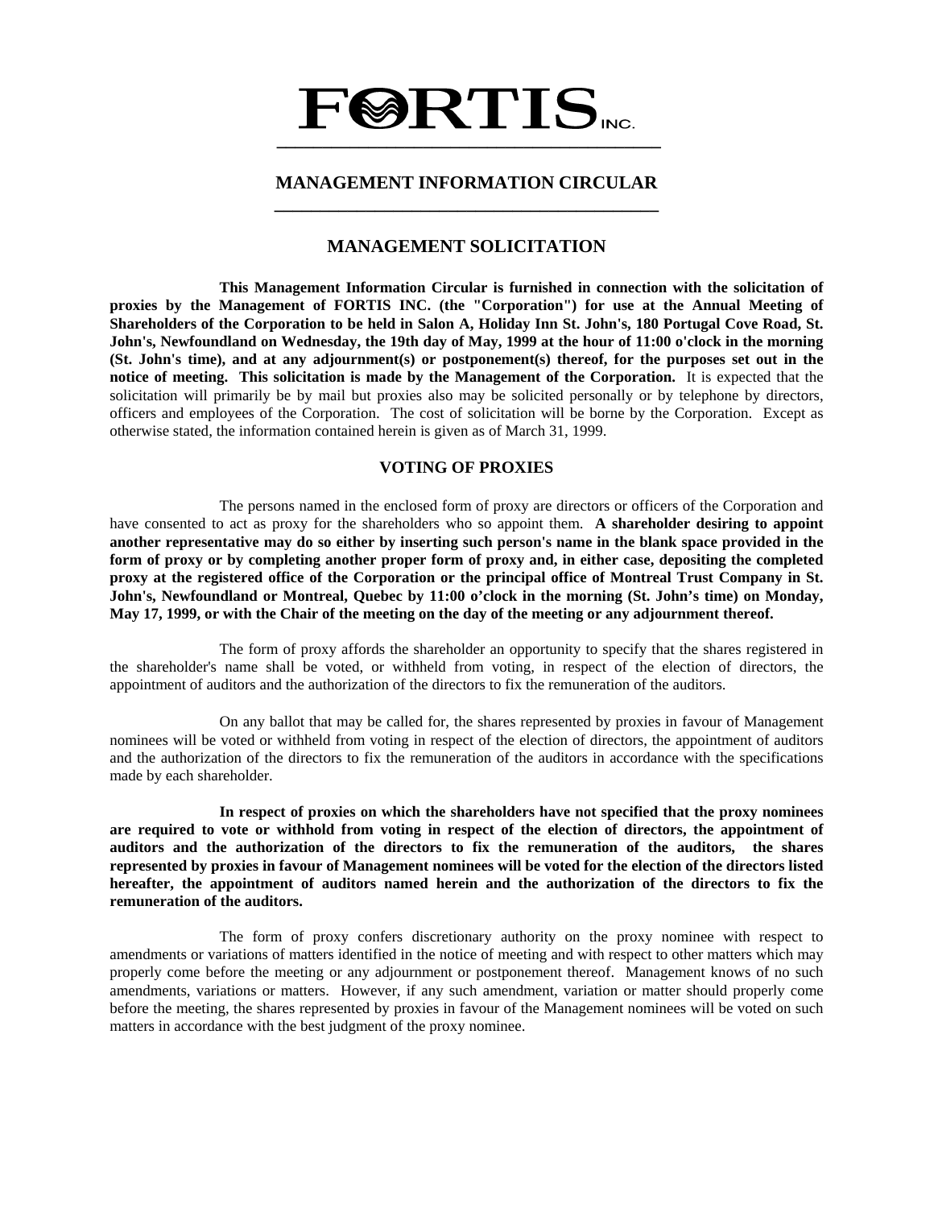# FORTIS INC.

## MANAGEMENT INFORMATION CIRCULAR

## MANAGEMENT SOLICITATION

**This Management Information Circular is furnished in connection with the solicitation of proxies by the Management of FORTIS INC. (the "Corporation") for use at the Annual Meeting of Shareholders of the Corporation to be held in Salon A, Holiday Inn St. John's, 180 Portugal Cove Road, St. John's, Newfoundland on Wednesday, the 19th day of May, 1999 at the hour of 11:00 o'clock in the morning (St. John's time), and at any adjournment(s) or postponement(s) thereof, for the purposes set out in the notice of meeting. This solicitation is made by the Management of the Corporation.** It is expected that the solicitation will primarily be by mail but proxies also may be solicited personally or by telephone by directors, officers and employees of the Corporation. The cost of solicitation will be borne by the Corporation. Except as otherwise stated, the information contained herein is given as of March 31, 1999.

## VOTING OF PROXIES

The persons named in the enclosed form of proxy are directors or officers of the Corporation and have consented to act as proxy for the shareholders who so appoint them. **A shareholder desiring to appoint another representative may do so either by inserting such person's name in the blank space provided in the form of proxy or by completing another proper form of proxy and, in either case, depositing the completed proxy at the registered office of the Corporation or the principal office of Montreal Trust Company in St. John's, Newfoundland or Montreal, Quebec by 11:00 o'clock in the morning (St. John's time) on Monday, May 17, 1999, or with the Chair of the meeting on the day of the meeting or any adjournment thereof.**

The form of proxy affords the shareholder an opportunity to specify that the shares registered in the shareholder's name shall be voted, or withheld from voting, in respect of the election of directors, the appointment of auditors and the authorization of the directors to fix the remuneration of the auditors.

On any ballot that may be called for, the shares represented by proxies in favour of Management nominees will be voted or withheld from voting in respect of the election of directors, the appointment of auditors and the authorization of the directors to fix the remuneration of the auditors in accordance with the specifications made by each shareholder.

**In respect of proxies on which the shareholders have not specified that the proxy nominees are required to vote or withhold from voting in respect of the election of directors, the appointment of auditors and the authorization of the directors to fix the remuneration of the auditors, the shares represented by proxies in favour of Management nominees will be voted for the election of the directors listed hereafter, the appointment of auditors named herein and the authorization of the directors to fix the remuneration of the auditors.**

The form of proxy confers discretionary authority on the proxy nominee with respect to amendments or variations of matters identified in the notice of meeting and with respect to other matters which may properly come before the meeting or any adjournment or postponement thereof. Management knows of no such amendments, variations or matters. However, if any such amendment, variation or matter should properly come before the meeting, the shares represented by proxies in favour of the Management nominees will be voted on such matters in accordance with the best judgment of the proxy nominee.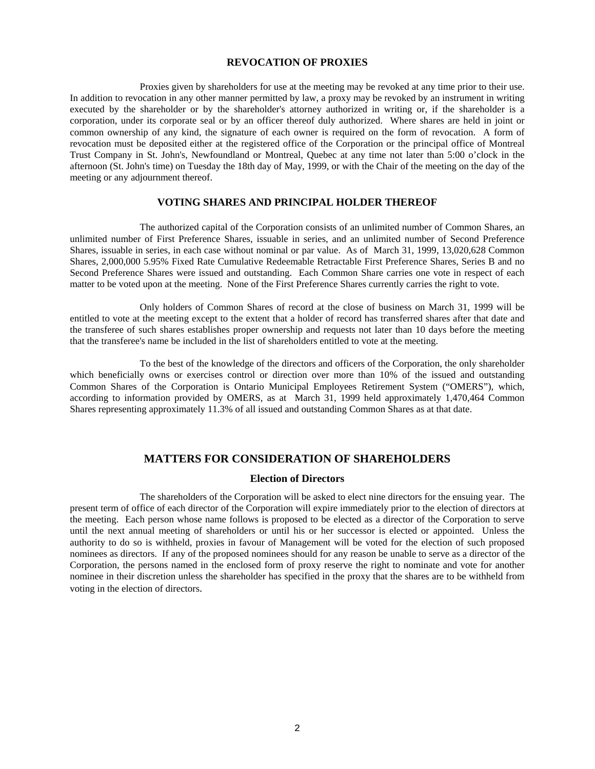## REVOCATION OF PROXIES

Proxies given by shareholders for use at the meeting may be revoked at any time prior to their use. In addition to revocation in any other manner permitted by law, a proxy may be revoked by an instrument in writing executed by the shareholder or by the shareholder's attorney authorized in writing or, if the shareholder is a corporation, under its corporate seal or by an officer thereof duly authorized. Where shares are held in joint or common ownership of any kind, the signature of each owner is required on the form of revocation. A form of revocation must be deposited either at the registered office of the Corporation or the principal office of Montreal Trust Company in St. John's, Newfoundland or Montreal, Quebec at any time not later than 5:00 o'clock in the afternoon (St. John's time) on Tuesday the 18th day of May, 1999, or with the Chair of the meeting on the day of the meeting or any adjournment thereof.

## VOTING SHARES AND PRINCIPAL HOLDER THEREOF

The authorized capital of the Corporation consists of an unlimited number of Common Shares, an unlimited number of First Preference Shares, issuable in series, and an unlimited number of Second Preference Shares, issuable in series, in each case without nominal or par value. As of March 31, 1999, 13,020,628 Common Shares, 2,000,000 5.95% Fixed Rate Cumulative Redeemable Retractable First Preference Shares, Series B and no Second Preference Shares were issued and outstanding. Each Common Share carries one vote in respect of each matter to be voted upon at the meeting. None of the First Preference Shares currently carries the right to vote.

Only holders of Common Shares of record at the close of business on March 31, 1999 will be entitled to vote at the meeting except to the extent that a holder of record has transferred shares after that date and the transferee of such shares establishes proper ownership and requests not later than 10 days before the meeting that the transferee's name be included in the list of shareholders entitled to vote at the meeting.

To the best of the knowledge of the directors and officers of the Corporation, the only shareholder which beneficially owns or exercises control or direction over more than 10% of the issued and outstanding Common Shares of the Corporation is Ontario Municipal Employees Retirement System ("OMERS"), which, according to information provided by OMERS, as at March 31, 1999 held approximately 1,470,464 Common Shares representing approximately 11.3% of all issued and outstanding Common Shares as at that date.

# MATTERS FOR CONSIDERATION OF SHAREHOLDERS

### Election of Directors

The shareholders of the Corporation will be asked to elect nine directors for the ensuing year. The present term of office of each director of the Corporation will expire immediately prior to the election of directors at the meeting. Each person whose name follows is proposed to be elected as a director of the Corporation to serve until the next annual meeting of shareholders or until his or her successor is elected or appointed. Unless the authority to do so is withheld, proxies in favour of Management will be voted for the election of such proposed nominees as directors. If any of the proposed nominees should for any reason be unable to serve as a director of the Corporation, the persons named in the enclosed form of proxy reserve the right to nominate and vote for another nominee in their discretion unless the shareholder has specified in the proxy that the shares are to be withheld from voting in the election of directors.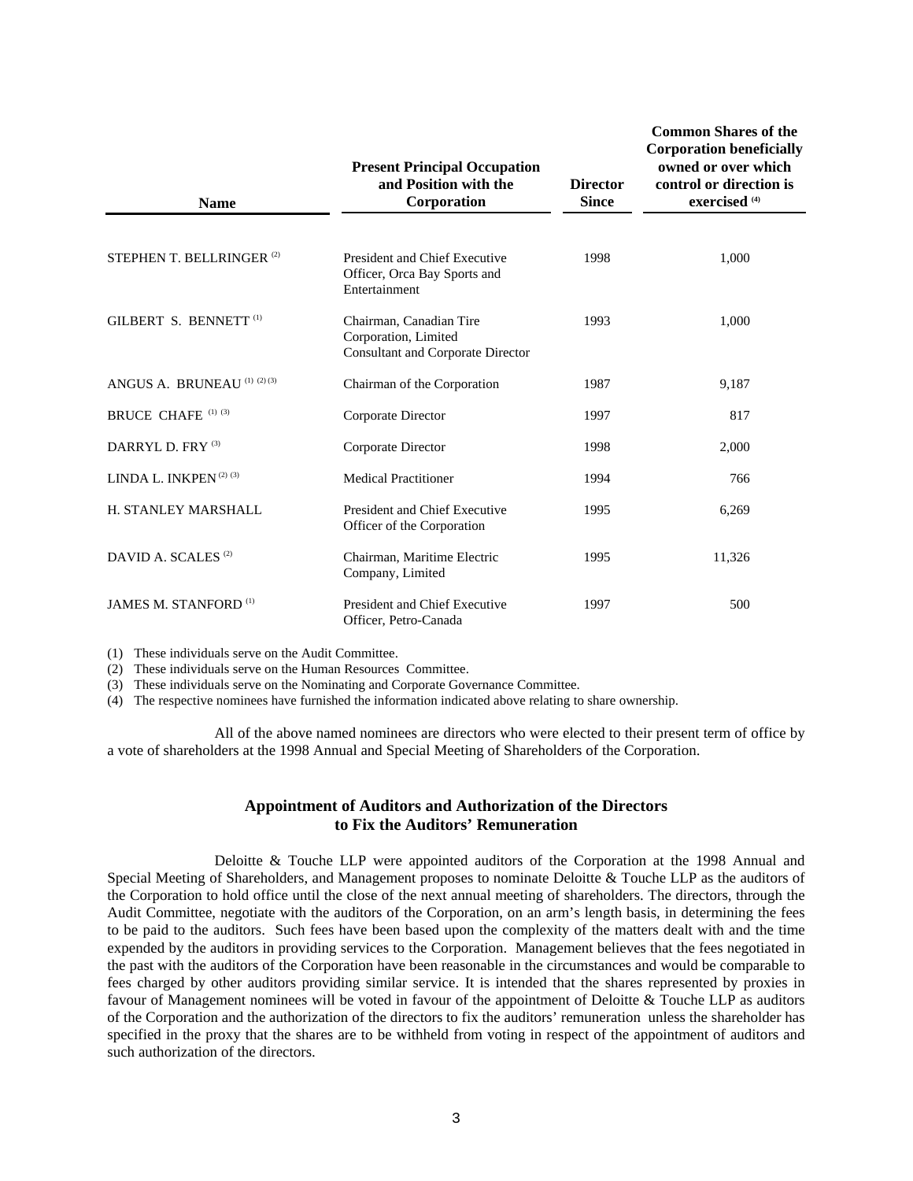| Name | Present Principal Occupation and Position with the Corporation | Director Since | Common Shares of the Corporation beneficially owned or over which control or direction is exercised [(4)] |
|---|---|---|---|
| STEPHEN T. BELLRINGER [(2)] | President and Chief Executive Officer, Orca Bay Sports and Entertainment | 1998 | 1,000 |
| GILBERT S. BENNETT [(1)] | Chairman, Canadian Tire Corporation, Limited Consultant and Corporate Director | 1993 | 1,000 |
| ANGUS A. BRUNEAU [(1) (2) (3)] | Chairman of the Corporation | 1987 | 9,187 |
| BRUCE CHAFE [(1) (3)] | Corporate Director | 1997 | 817 |
| DARRYL D. FRY [(3)] | Corporate Director | 1998 | 2,000 |
| LINDA L. INKPEN [(2) (3)] | Medical Practitioner | 1994 | 766 |
| H. STANLEY MARSHALL | President and Chief Executive Officer of the Corporation | 1995 | 6,269 |
| DAVID A. SCALES [(2)] | Chairman, Maritime Electric Company, Limited | 1995 | 11,326 |
| JAMES M. STANFORD [(1)] | President and Chief Executive Officer, Petro-Canada | 1997 | 500 |

(1) These individuals serve on the Audit Committee.
(2) These individuals serve on the Human Resources Committee.
(3) These individuals serve on the Nominating and Corporate Governance Committee.
(4) The respective nominees have furnished the information indicated above relating to share ownership.

All of the above named nominees are directors who were elected to their present term of office by a vote of shareholders at the 1998 Annual and Special Meeting of Shareholders of the Corporation.

## Appointment of Auditors and Authorization of the Directors to Fix the Auditors' Remuneration

Deloitte & Touche LLP were appointed auditors of the Corporation at the 1998 Annual and Special Meeting of Shareholders, and Management proposes to nominate Deloitte & Touche LLP as the auditors of the Corporation to hold office until the close of the next annual meeting of shareholders. The directors, through the Audit Committee, negotiate with the auditors of the Corporation, on an arm's length basis, in determining the fees to be paid to the auditors. Such fees have been based upon the complexity of the matters dealt with and the time expended by the auditors in providing services to the Corporation. Management believes that the fees negotiated in the past with the auditors of the Corporation have been reasonable in the circumstances and would be comparable to fees charged by other auditors providing similar service. It is intended that the shares represented by proxies in favour of Management nominees will be voted in favour of the appointment of Deloitte & Touche LLP as auditors of the Corporation and the authorization of the directors to fix the auditors' remuneration unless the shareholder has specified in the proxy that the shares are to be withheld from voting in respect of the appointment of auditors and such authorization of the directors.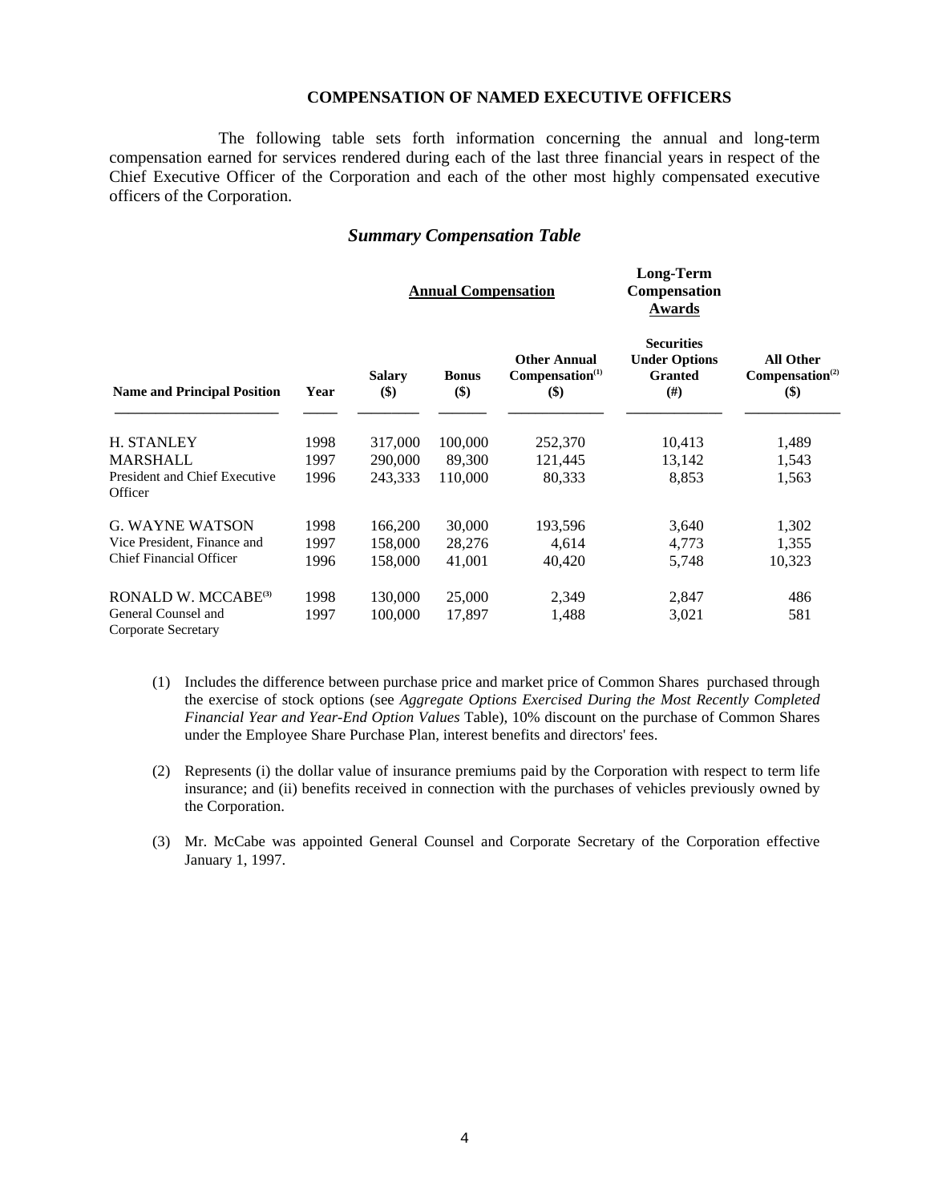## COMPENSATION OF NAMED EXECUTIVE OFFICERS

The following table sets forth information concerning the annual and long-term compensation earned for services rendered during each of the last three financial years in respect of the Chief Executive Officer of the Corporation and each of the other most highly compensated executive officers of the Corporation.

### *Summary Compensation Table*

| | | Annual Compensation | | | Long-Term Compensation Awards | |
|---|---|---|---|---|---|---|
| Name and Principal Position | Year | Salary ($) | Bonus ($) | Other Annual Compensation[(1)] ($) | Securities Under Options Granted (#) | All Other Compensation[(2)] ($) |
| H. STANLEY MARSHALL<br>President and Chief Executive Officer | 1998 | 317,000 | 100,000 | 252,370 | 10,413 | 1,489 |
| | 1997 | 290,000 | 89,300 | 121,445 | 13,142 | 1,543 |
| | 1996 | 243,333 | 110,000 | 80,333 | 8,853 | 1,563 |
| G. WAYNE WATSON<br>Vice President, Finance and Chief Financial Officer | 1998 | 166,200 | 30,000 | 193,596 | 3,640 | 1,302 |
| | 1997 | 158,000 | 28,276 | 4,614 | 4,773 | 1,355 |
| | 1996 | 158,000 | 41,001 | 40,420 | 5,748 | 10,323 |
| RONALD W. MCCABE[(3)]<br>General Counsel and Corporate Secretary | 1998 | 130,000 | 25,000 | 2,349 | 2,847 | 486 |
| | 1997 | 100,000 | 17,897 | 1,488 | 3,021 | 581 |

(1) Includes the difference between purchase price and market price of Common Shares purchased through the exercise of stock options (see *Aggregate Options Exercised During the Most Recently Completed Financial Year and Year-End Option Values* Table), 10% discount on the purchase of Common Shares under the Employee Share Purchase Plan, interest benefits and directors' fees.

(2) Represents (i) the dollar value of insurance premiums paid by the Corporation with respect to term life insurance; and (ii) benefits received in connection with the purchases of vehicles previously owned by the Corporation.

(3) Mr. McCabe was appointed General Counsel and Corporate Secretary of the Corporation effective January 1, 1997.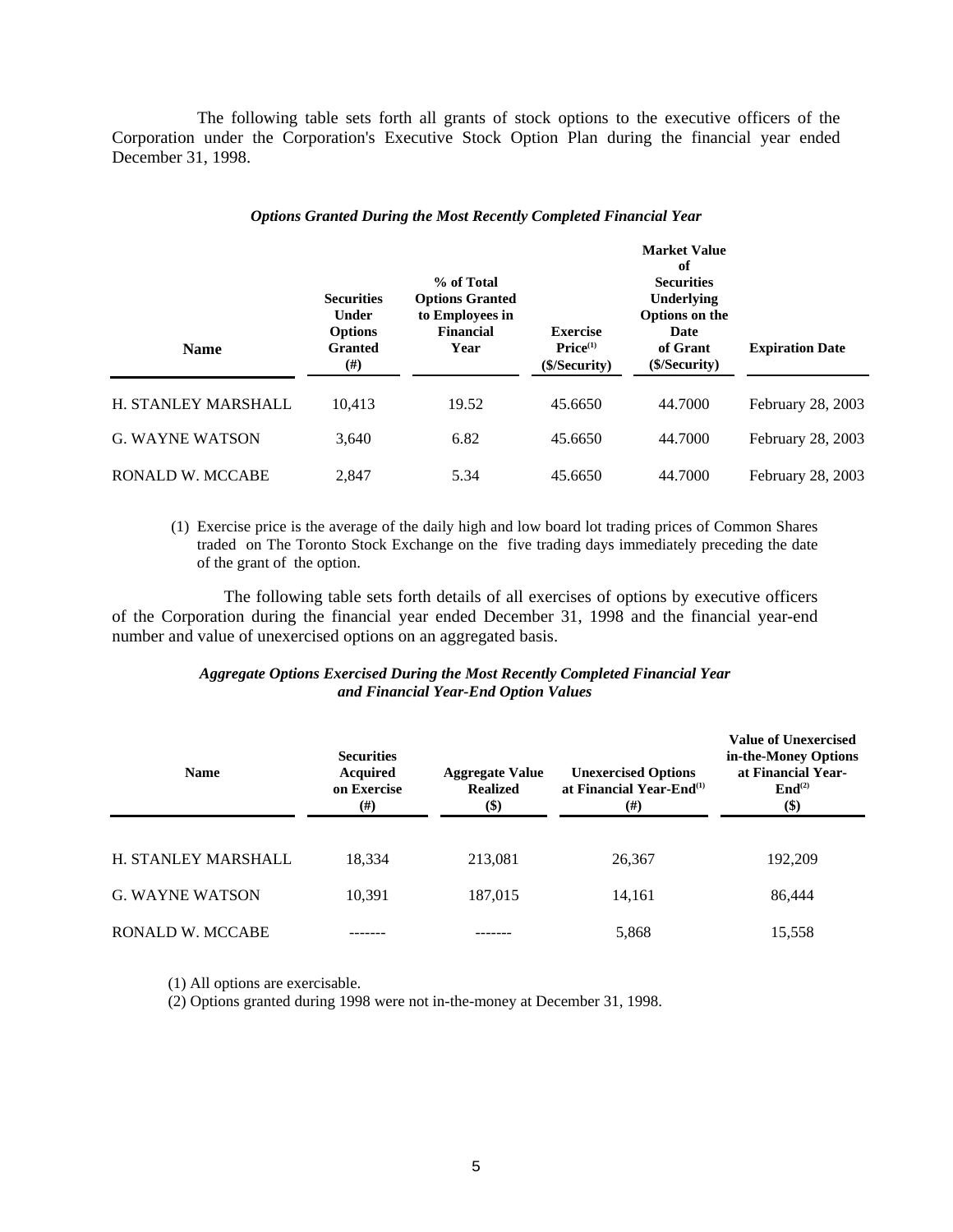The following table sets forth all grants of stock options to the executive officers of the Corporation under the Corporation's Executive Stock Option Plan during the financial year ended December 31, 1998.

***Options Granted During the Most Recently Completed Financial Year***

| Name | Securities Under Options Granted (#) | % of Total Options Granted to Employees in Financial Year | Exercise Price[(1)] ($/Security) | Market Value of Securities Underlying Options on the Date of Grant ($/Security) | Expiration Date |
|---|---|---|---|---|---|
| H. STANLEY MARSHALL | 10,413 | 19.52 | 45.6650 | 44.7000 | February 28, 2003 |
| G. WAYNE WATSON | 3,640 | 6.82 | 45.6650 | 44.7000 | February 28, 2003 |
| RONALD W. MCCABE | 2,847 | 5.34 | 45.6650 | 44.7000 | February 28, 2003 |

(1) Exercise price is the average of the daily high and low board lot trading prices of Common Shares traded on The Toronto Stock Exchange on the five trading days immediately preceding the date of the grant of the option.

The following table sets forth details of all exercises of options by executive officers of the Corporation during the financial year ended December 31, 1998 and the financial year-end number and value of unexercised options on an aggregated basis.

***Aggregate Options Exercised During the Most Recently Completed Financial Year and Financial Year-End Option Values***

| Name | Securities Acquired on Exercise (#) | Aggregate Value Realized ($) | Unexercised Options at Financial Year-End[(1)] (#) | Value of Unexercised in-the-Money Options at Financial Year-End[(2)] ($) |
|---|---|---|---|---|
| H. STANLEY MARSHALL | 18,334 | 213,081 | 26,367 | 192,209 |
| G. WAYNE WATSON | 10,391 | 187,015 | 14,161 | 86,444 |
| RONALD W. MCCABE | ------- | ------- | 5,868 | 15,558 |

(1) All options are exercisable.

(2) Options granted during 1998 were not in-the-money at December 31, 1998.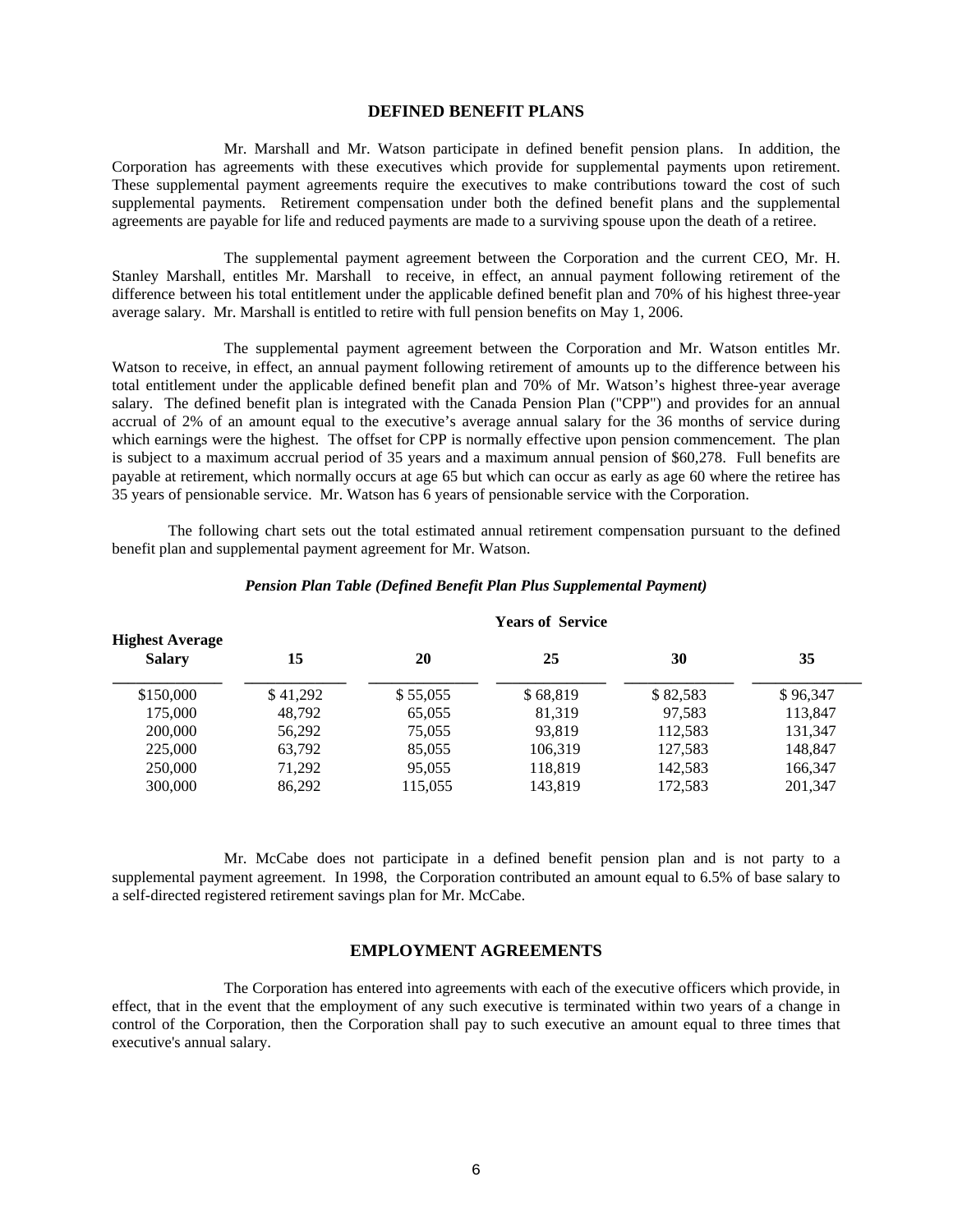## DEFINED BENEFIT PLANS

Mr. Marshall and Mr. Watson participate in defined benefit pension plans. In addition, the Corporation has agreements with these executives which provide for supplemental payments upon retirement. These supplemental payment agreements require the executives to make contributions toward the cost of such supplemental payments. Retirement compensation under both the defined benefit plans and the supplemental agreements are payable for life and reduced payments are made to a surviving spouse upon the death of a retiree.

The supplemental payment agreement between the Corporation and the current CEO, Mr. H. Stanley Marshall, entitles Mr. Marshall to receive, in effect, an annual payment following retirement of the difference between his total entitlement under the applicable defined benefit plan and 70% of his highest three-year average salary. Mr. Marshall is entitled to retire with full pension benefits on May 1, 2006.

The supplemental payment agreement between the Corporation and Mr. Watson entitles Mr. Watson to receive, in effect, an annual payment following retirement of amounts up to the difference between his total entitlement under the applicable defined benefit plan and 70% of Mr. Watson's highest three-year average salary. The defined benefit plan is integrated with the Canada Pension Plan ("CPP") and provides for an annual accrual of 2% of an amount equal to the executive's average annual salary for the 36 months of service during which earnings were the highest. The offset for CPP is normally effective upon pension commencement. The plan is subject to a maximum accrual period of 35 years and a maximum annual pension of $60,278. Full benefits are payable at retirement, which normally occurs at age 65 but which can occur as early as age 60 where the retiree has 35 years of pensionable service. Mr. Watson has 6 years of pensionable service with the Corporation.

The following chart sets out the total estimated annual retirement compensation pursuant to the defined benefit plan and supplemental payment agreement for Mr. Watson.

***Pension Plan Table (Defined Benefit Plan Plus Supplemental Payment)***

| Highest Average Salary | Years of Service | | | | |
|---|---|---|---|---|---|
| | **15** | **20** | **25** | **30** | **35** |
| $150,000 | $ 41,292 | $ 55,055 | $ 68,819 | $ 82,583 | $ 96,347 |
| 175,000 | 48,792 | 65,055 | 81,319 | 97,583 | 113,847 |
| 200,000 | 56,292 | 75,055 | 93,819 | 112,583 | 131,347 |
| 225,000 | 63,792 | 85,055 | 106,319 | 127,583 | 148,847 |
| 250,000 | 71,292 | 95,055 | 118,819 | 142,583 | 166,347 |
| 300,000 | 86,292 | 115,055 | 143,819 | 172,583 | 201,347 |

Mr. McCabe does not participate in a defined benefit pension plan and is not party to a supplemental payment agreement. In 1998, the Corporation contributed an amount equal to 6.5% of base salary to a self-directed registered retirement savings plan for Mr. McCabe.

## EMPLOYMENT AGREEMENTS

The Corporation has entered into agreements with each of the executive officers which provide, in effect, that in the event that the employment of any such executive is terminated within two years of a change in control of the Corporation, then the Corporation shall pay to such executive an amount equal to three times that executive's annual salary.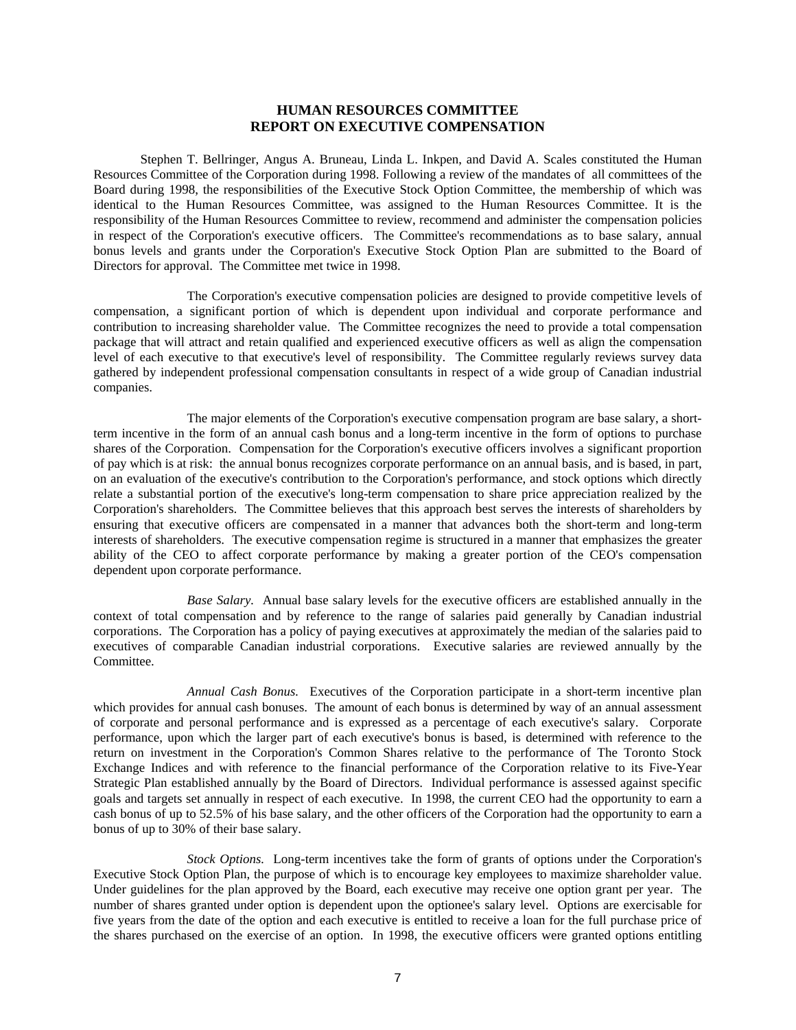## HUMAN RESOURCES COMMITTEE
## REPORT ON EXECUTIVE COMPENSATION

Stephen T. Bellringer, Angus A. Bruneau, Linda L. Inkpen, and David A. Scales constituted the Human Resources Committee of the Corporation during 1998. Following a review of the mandates of all committees of the Board during 1998, the responsibilities of the Executive Stock Option Committee, the membership of which was identical to the Human Resources Committee, was assigned to the Human Resources Committee. It is the responsibility of the Human Resources Committee to review, recommend and administer the compensation policies in respect of the Corporation's executive officers. The Committee's recommendations as to base salary, annual bonus levels and grants under the Corporation's Executive Stock Option Plan are submitted to the Board of Directors for approval. The Committee met twice in 1998.

The Corporation's executive compensation policies are designed to provide competitive levels of compensation, a significant portion of which is dependent upon individual and corporate performance and contribution to increasing shareholder value. The Committee recognizes the need to provide a total compensation package that will attract and retain qualified and experienced executive officers as well as align the compensation level of each executive to that executive's level of responsibility. The Committee regularly reviews survey data gathered by independent professional compensation consultants in respect of a wide group of Canadian industrial companies.

The major elements of the Corporation's executive compensation program are base salary, a short-term incentive in the form of an annual cash bonus and a long-term incentive in the form of options to purchase shares of the Corporation. Compensation for the Corporation's executive officers involves a significant proportion of pay which is at risk: the annual bonus recognizes corporate performance on an annual basis, and is based, in part, on an evaluation of the executive's contribution to the Corporation's performance, and stock options which directly relate a substantial portion of the executive's long-term compensation to share price appreciation realized by the Corporation's shareholders. The Committee believes that this approach best serves the interests of shareholders by ensuring that executive officers are compensated in a manner that advances both the short-term and long-term interests of shareholders. The executive compensation regime is structured in a manner that emphasizes the greater ability of the CEO to affect corporate performance by making a greater portion of the CEO's compensation dependent upon corporate performance.

*Base Salary.* Annual base salary levels for the executive officers are established annually in the context of total compensation and by reference to the range of salaries paid generally by Canadian industrial corporations. The Corporation has a policy of paying executives at approximately the median of the salaries paid to executives of comparable Canadian industrial corporations. Executive salaries are reviewed annually by the Committee.

*Annual Cash Bonus.* Executives of the Corporation participate in a short-term incentive plan which provides for annual cash bonuses. The amount of each bonus is determined by way of an annual assessment of corporate and personal performance and is expressed as a percentage of each executive's salary. Corporate performance, upon which the larger part of each executive's bonus is based, is determined with reference to the return on investment in the Corporation's Common Shares relative to the performance of The Toronto Stock Exchange Indices and with reference to the financial performance of the Corporation relative to its Five-Year Strategic Plan established annually by the Board of Directors. Individual performance is assessed against specific goals and targets set annually in respect of each executive. In 1998, the current CEO had the opportunity to earn a cash bonus of up to 52.5% of his base salary, and the other officers of the Corporation had the opportunity to earn a bonus of up to 30% of their base salary.

*Stock Options.* Long-term incentives take the form of grants of options under the Corporation's Executive Stock Option Plan, the purpose of which is to encourage key employees to maximize shareholder value. Under guidelines for the plan approved by the Board, each executive may receive one option grant per year. The number of shares granted under option is dependent upon the optionee's salary level. Options are exercisable for five years from the date of the option and each executive is entitled to receive a loan for the full purchase price of the shares purchased on the exercise of an option. In 1998, the executive officers were granted options entitling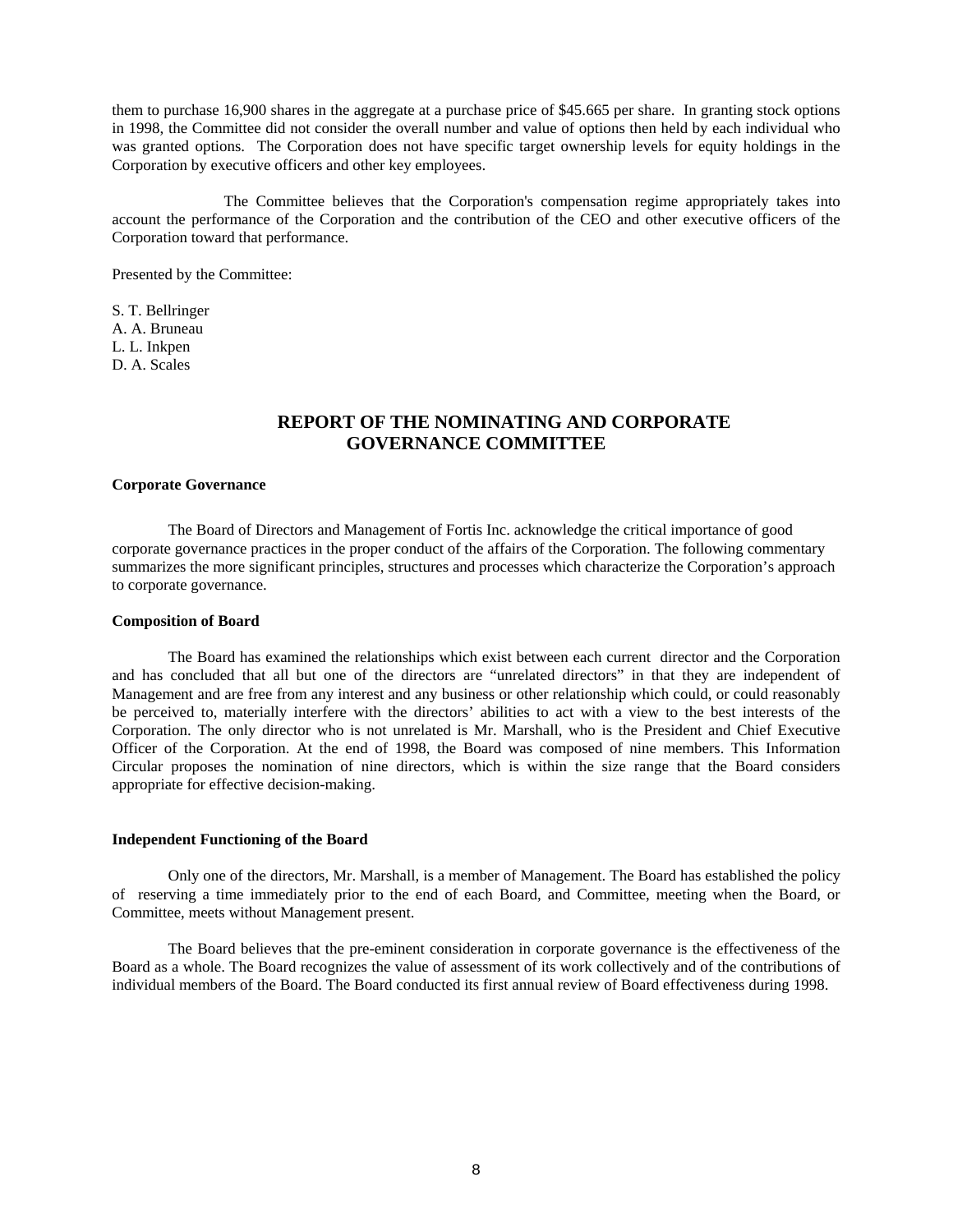them to purchase 16,900 shares in the aggregate at a purchase price of $45.665 per share. In granting stock options in 1998, the Committee did not consider the overall number and value of options then held by each individual who was granted options. The Corporation does not have specific target ownership levels for equity holdings in the Corporation by executive officers and other key employees.

The Committee believes that the Corporation's compensation regime appropriately takes into account the performance of the Corporation and the contribution of the CEO and other executive officers of the Corporation toward that performance.

Presented by the Committee:

S. T. Bellringer
A. A. Bruneau
L. L. Inkpen
D. A. Scales

## REPORT OF THE NOMINATING AND CORPORATE GOVERNANCE COMMITTEE

**Corporate Governance**

The Board of Directors and Management of Fortis Inc. acknowledge the critical importance of good corporate governance practices in the proper conduct of the affairs of the Corporation. The following commentary summarizes the more significant principles, structures and processes which characterize the Corporation's approach to corporate governance.

**Composition of Board**

The Board has examined the relationships which exist between each current director and the Corporation and has concluded that all but one of the directors are "unrelated directors" in that they are independent of Management and are free from any interest and any business or other relationship which could, or could reasonably be perceived to, materially interfere with the directors' abilities to act with a view to the best interests of the Corporation. The only director who is not unrelated is Mr. Marshall, who is the President and Chief Executive Officer of the Corporation. At the end of 1998, the Board was composed of nine members. This Information Circular proposes the nomination of nine directors, which is within the size range that the Board considers appropriate for effective decision-making.

**Independent Functioning of the Board**

Only one of the directors, Mr. Marshall, is a member of Management. The Board has established the policy of reserving a time immediately prior to the end of each Board, and Committee, meeting when the Board, or Committee, meets without Management present.

The Board believes that the pre-eminent consideration in corporate governance is the effectiveness of the Board as a whole. The Board recognizes the value of assessment of its work collectively and of the contributions of individual members of the Board. The Board conducted its first annual review of Board effectiveness during 1998.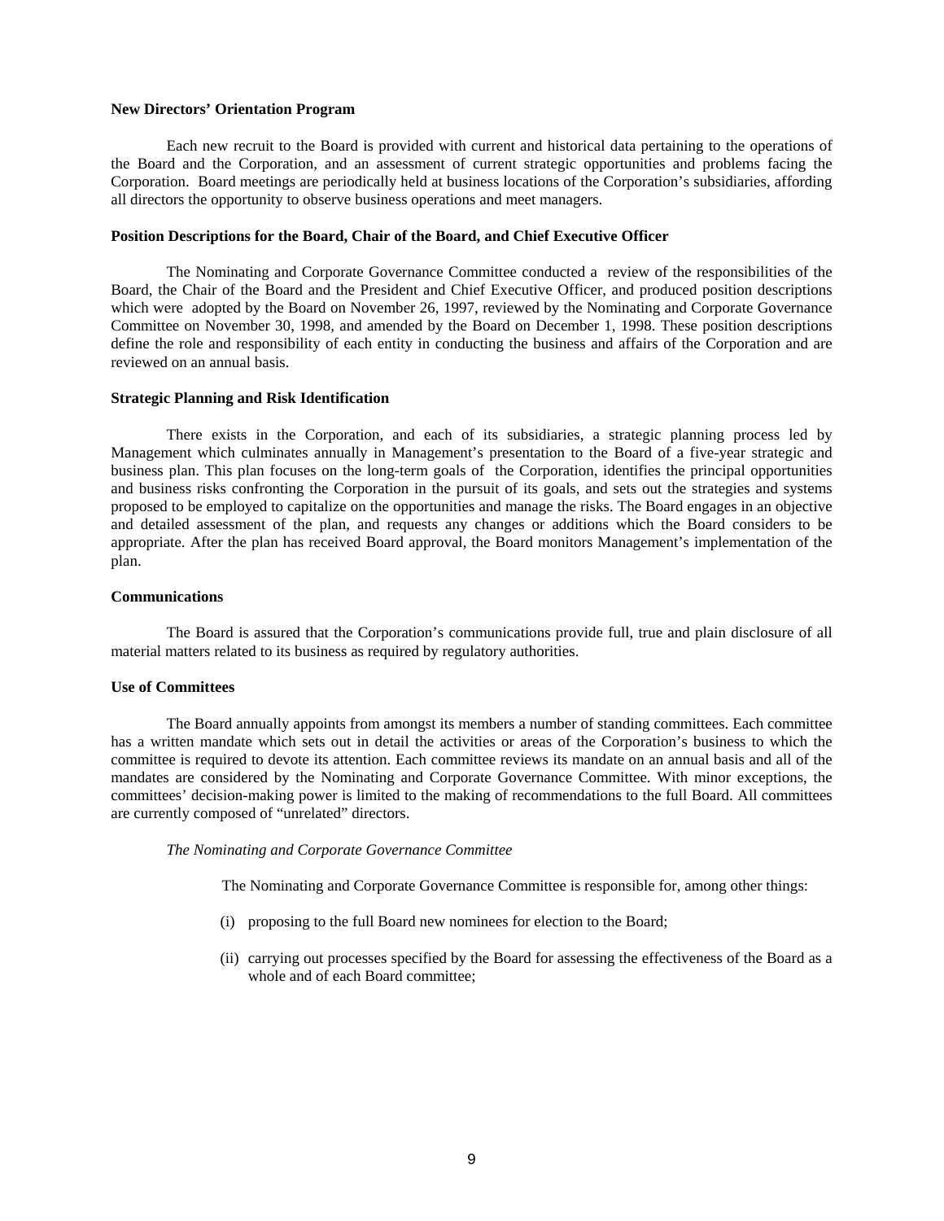**New Directors' Orientation Program**

Each new recruit to the Board is provided with current and historical data pertaining to the operations of the Board and the Corporation, and an assessment of current strategic opportunities and problems facing the Corporation. Board meetings are periodically held at business locations of the Corporation's subsidiaries, affording all directors the opportunity to observe business operations and meet managers.

**Position Descriptions for the Board, Chair of the Board, and Chief Executive Officer**

The Nominating and Corporate Governance Committee conducted a review of the responsibilities of the Board, the Chair of the Board and the President and Chief Executive Officer, and produced position descriptions which were adopted by the Board on November 26, 1997, reviewed by the Nominating and Corporate Governance Committee on November 30, 1998, and amended by the Board on December 1, 1998. These position descriptions define the role and responsibility of each entity in conducting the business and affairs of the Corporation and are reviewed on an annual basis.

**Strategic Planning and Risk Identification**

There exists in the Corporation, and each of its subsidiaries, a strategic planning process led by Management which culminates annually in Management's presentation to the Board of a five-year strategic and business plan. This plan focuses on the long-term goals of the Corporation, identifies the principal opportunities and business risks confronting the Corporation in the pursuit of its goals, and sets out the strategies and systems proposed to be employed to capitalize on the opportunities and manage the risks. The Board engages in an objective and detailed assessment of the plan, and requests any changes or additions which the Board considers to be appropriate. After the plan has received Board approval, the Board monitors Management's implementation of the plan.

**Communications**

The Board is assured that the Corporation's communications provide full, true and plain disclosure of all material matters related to its business as required by regulatory authorities.

**Use of Committees**

The Board annually appoints from amongst its members a number of standing committees. Each committee has a written mandate which sets out in detail the activities or areas of the Corporation's business to which the committee is required to devote its attention. Each committee reviews its mandate on an annual basis and all of the mandates are considered by the Nominating and Corporate Governance Committee. With minor exceptions, the committees' decision-making power is limited to the making of recommendations to the full Board. All committees are currently composed of "unrelated" directors.

*The Nominating and Corporate Governance Committee*

The Nominating and Corporate Governance Committee is responsible for, among other things:

(i) proposing to the full Board new nominees for election to the Board;

(ii) carrying out processes specified by the Board for assessing the effectiveness of the Board as a whole and of each Board committee;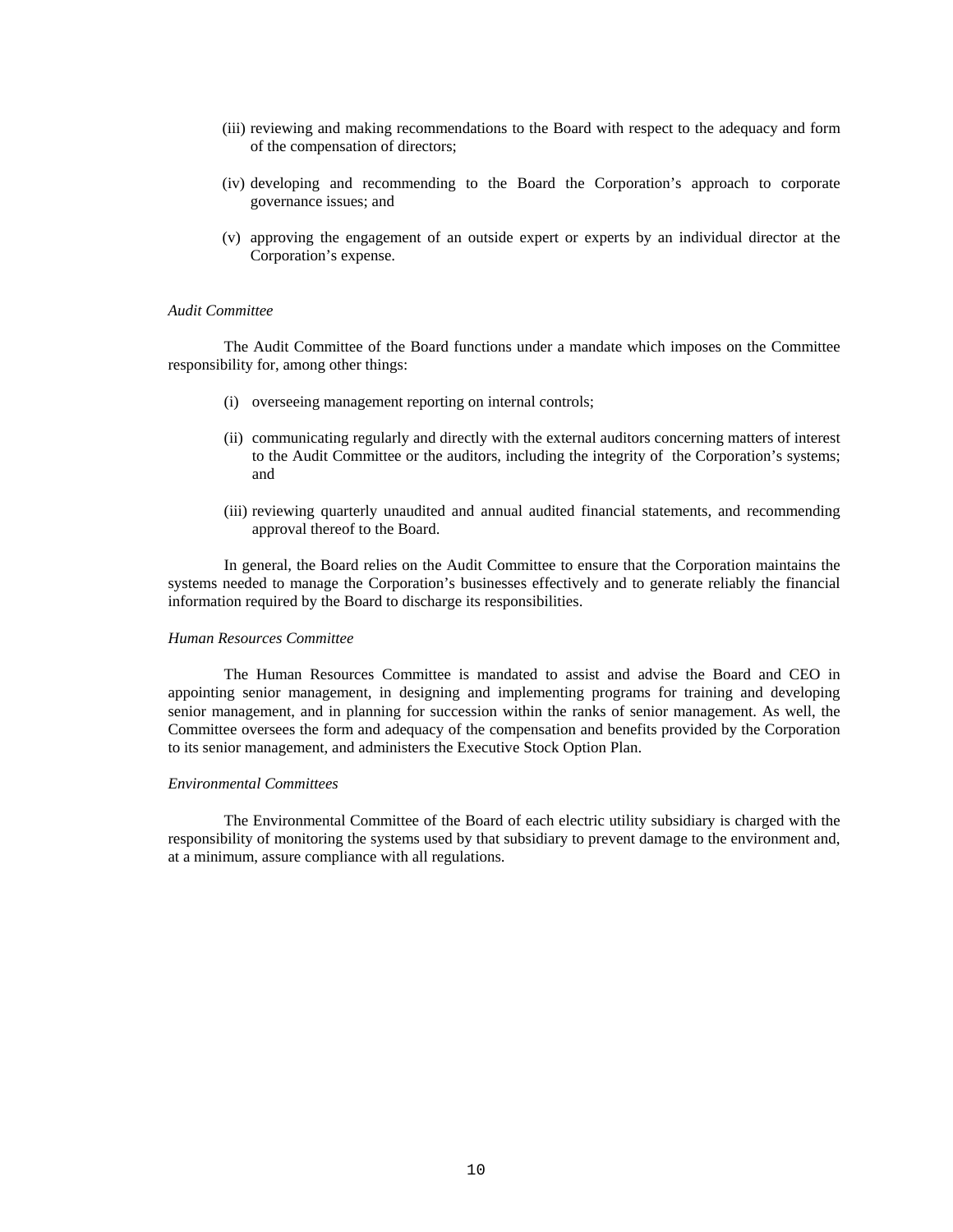(iii) reviewing and making recommendations to the Board with respect to the adequacy and form of the compensation of directors;

(iv) developing and recommending to the Board the Corporation's approach to corporate governance issues; and

(v) approving the engagement of an outside expert or experts by an individual director at the Corporation's expense.

*Audit Committee*

The Audit Committee of the Board functions under a mandate which imposes on the Committee responsibility for, among other things:

(i) overseeing management reporting on internal controls;

(ii) communicating regularly and directly with the external auditors concerning matters of interest to the Audit Committee or the auditors, including the integrity of the Corporation's systems; and

(iii) reviewing quarterly unaudited and annual audited financial statements, and recommending approval thereof to the Board.

In general, the Board relies on the Audit Committee to ensure that the Corporation maintains the systems needed to manage the Corporation's businesses effectively and to generate reliably the financial information required by the Board to discharge its responsibilities.

*Human Resources Committee*

The Human Resources Committee is mandated to assist and advise the Board and CEO in appointing senior management, in designing and implementing programs for training and developing senior management, and in planning for succession within the ranks of senior management. As well, the Committee oversees the form and adequacy of the compensation and benefits provided by the Corporation to its senior management, and administers the Executive Stock Option Plan.

*Environmental Committees*

The Environmental Committee of the Board of each electric utility subsidiary is charged with the responsibility of monitoring the systems used by that subsidiary to prevent damage to the environment and, at a minimum, assure compliance with all regulations.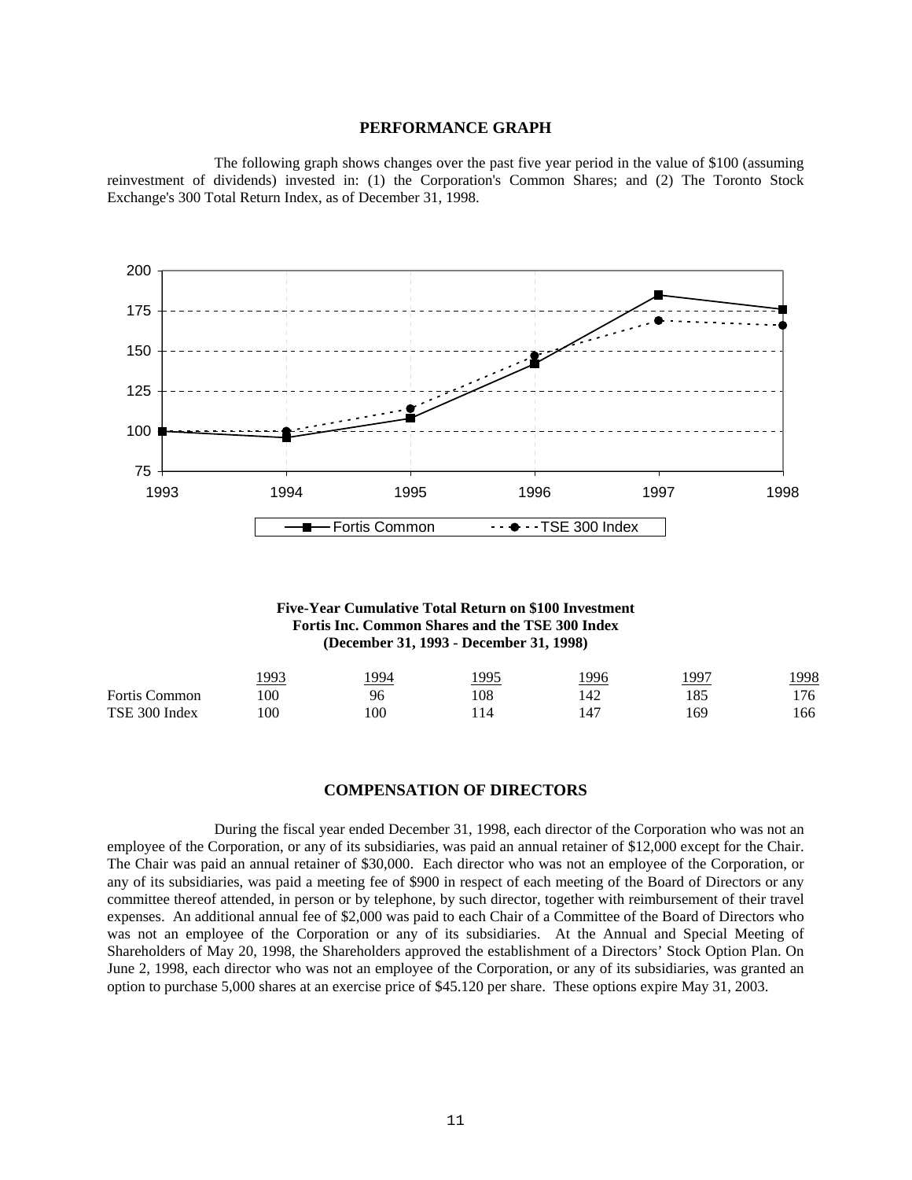## PERFORMANCE GRAPH

The following graph shows changes over the past five year period in the value of $100 (assuming reinvestment of dividends) invested in: (1) the Corporation's Common Shares; and (2) The Toronto Stock Exchange's 300 Total Return Index, as of December 31, 1998.

**Five-Year Cumulative Total Return on $100 Investment**
**Fortis Inc. Common Shares and the TSE 300 Index**
**(December 31, 1993 - December 31, 1998)**

| | 1993 | 1994 | 1995 | 1996 | 1997 | 1998 |
|---|---|---|---|---|---|---|
| Fortis Common | 100 | 96 | 108 | 142 | 185 | 176 |
| TSE 300 Index | 100 | 100 | 114 | 147 | 169 | 166 |

## COMPENSATION OF DIRECTORS

During the fiscal year ended December 31, 1998, each director of the Corporation who was not an employee of the Corporation, or any of its subsidiaries, was paid an annual retainer of $12,000 except for the Chair. The Chair was paid an annual retainer of $30,000. Each director who was not an employee of the Corporation, or any of its subsidiaries, was paid a meeting fee of $900 in respect of each meeting of the Board of Directors or any committee thereof attended, in person or by telephone, by such director, together with reimbursement of their travel expenses. An additional annual fee of $2,000 was paid to each Chair of a Committee of the Board of Directors who was not an employee of the Corporation or any of its subsidiaries. At the Annual and Special Meeting of Shareholders of May 20, 1998, the Shareholders approved the establishment of a Directors' Stock Option Plan. On June 2, 1998, each director who was not an employee of the Corporation, or any of its subsidiaries, was granted an option to purchase 5,000 shares at an exercise price of $45.120 per share. These options expire May 31, 2003.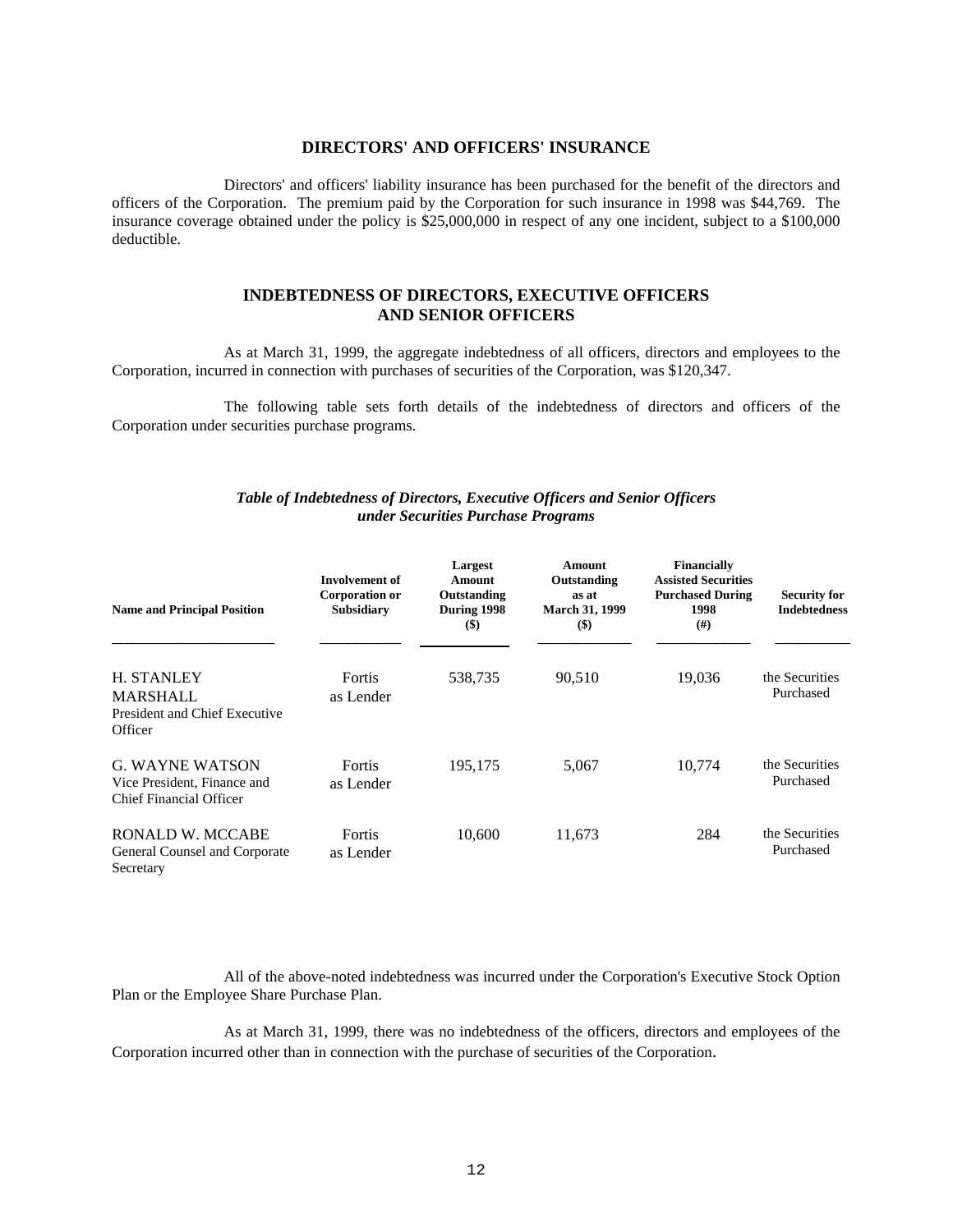## DIRECTORS' AND OFFICERS' INSURANCE

Directors' and officers' liability insurance has been purchased for the benefit of the directors and officers of the Corporation. The premium paid by the Corporation for such insurance in 1998 was $44,769. The insurance coverage obtained under the policy is $25,000,000 in respect of any one incident, subject to a $100,000 deductible.

## INDEBTEDNESS OF DIRECTORS, EXECUTIVE OFFICERS AND SENIOR OFFICERS

As at March 31, 1999, the aggregate indebtedness of all officers, directors and employees to the Corporation, incurred in connection with purchases of securities of the Corporation, was $120,347.

The following table sets forth details of the indebtedness of directors and officers of the Corporation under securities purchase programs.

***Table of Indebtedness of Directors, Executive Officers and Senior Officers under Securities Purchase Programs***

| Name and Principal Position | Involvement of Corporation or Subsidiary | Largest Amount Outstanding During 1998 ($) | Amount Outstanding as at March 31, 1999 ($) | Financially Assisted Securities Purchased During 1998 (#) | Security for Indebtedness |
|---|---|---|---|---|---|
| H. STANLEY MARSHALL<br>President and Chief Executive Officer | Fortis as Lender | 538,735 | 90,510 | 19,036 | the Securities Purchased |
| G. WAYNE WATSON<br>Vice President, Finance and Chief Financial Officer | Fortis as Lender | 195,175 | 5,067 | 10,774 | the Securities Purchased |
| RONALD W. MCCABE<br>General Counsel and Corporate Secretary | Fortis as Lender | 10,600 | 11,673 | 284 | the Securities Purchased |

All of the above-noted indebtedness was incurred under the Corporation's Executive Stock Option Plan or the Employee Share Purchase Plan.

As at March 31, 1999, there was no indebtedness of the officers, directors and employees of the Corporation incurred other than in connection with the purchase of securities of the Corporation.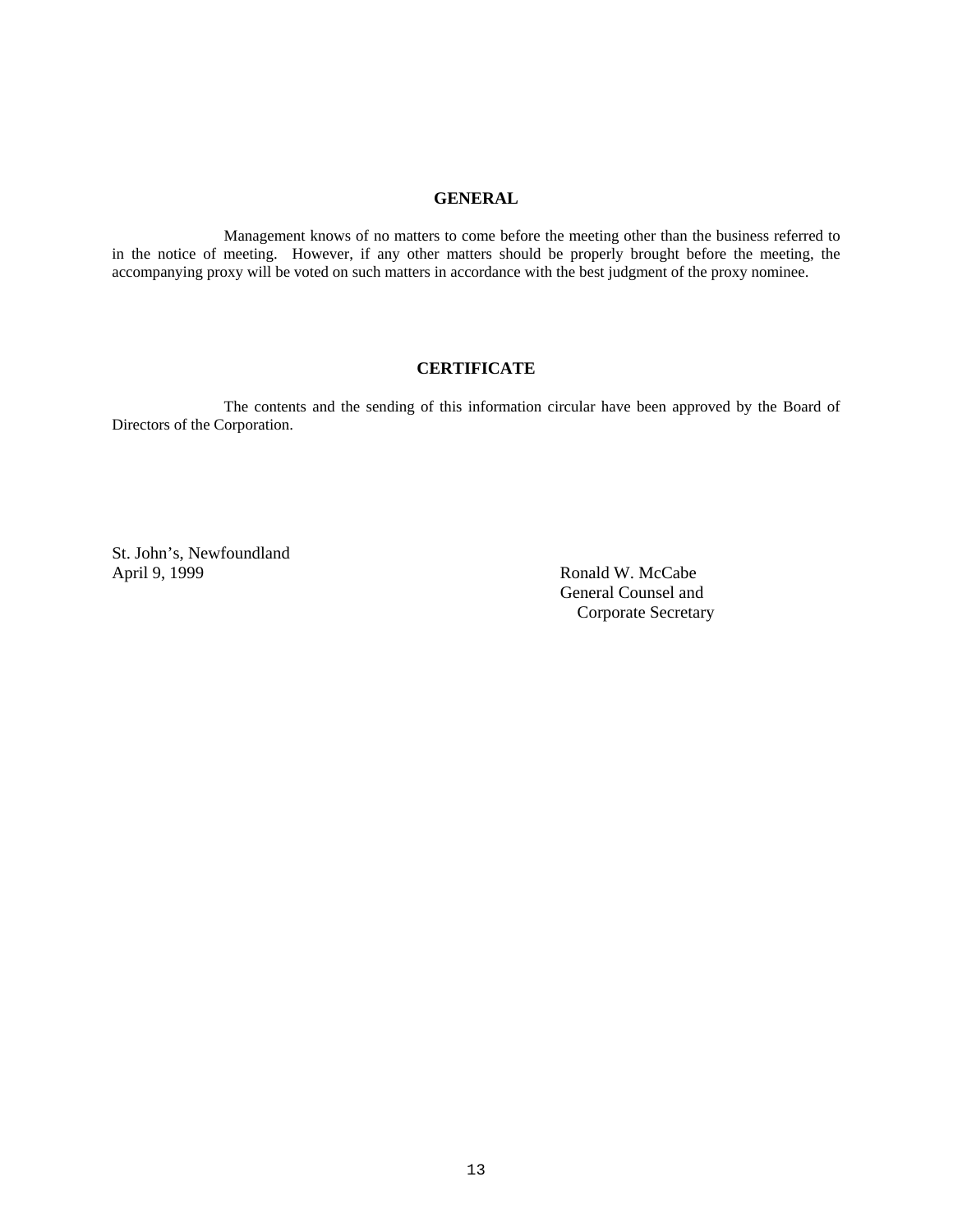## GENERAL

Management knows of no matters to come before the meeting other than the business referred to in the notice of meeting. However, if any other matters should be properly brought before the meeting, the accompanying proxy will be voted on such matters in accordance with the best judgment of the proxy nominee.

## CERTIFICATE

The contents and the sending of this information circular have been approved by the Board of Directors of the Corporation.

St. John's, Newfoundland
April 9, 1999

Ronald W. McCabe
General Counsel and
Corporate Secretary